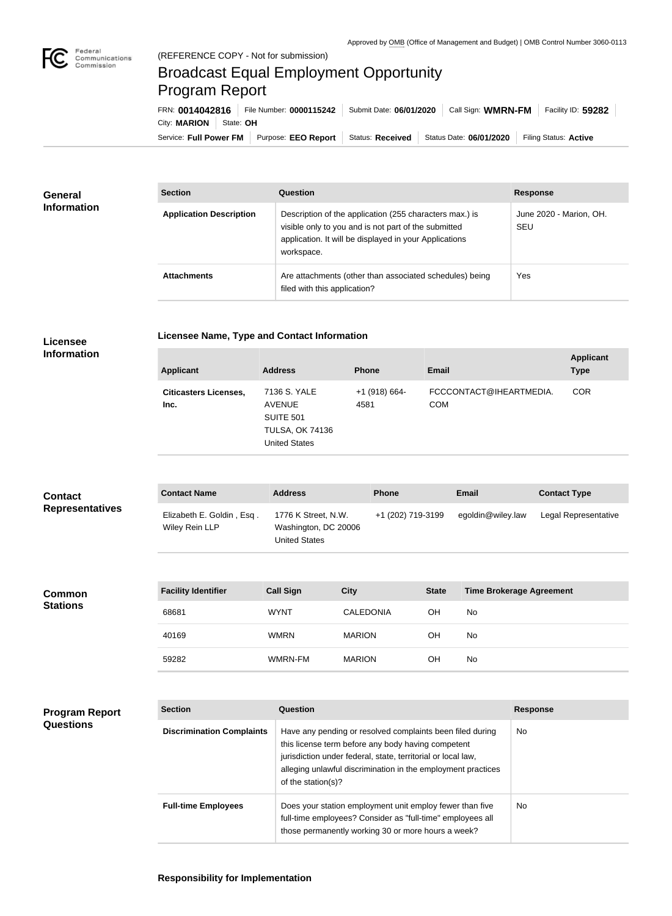Approved by OMB (Office of Management and Budget) | OMB Control Number 3060-0113

(REFERENCE COPY - Not for submission)

# Broadcast Equal Employment Opportunity Program Report

FRN: **0014042816** | File Number: **0000115242** | Submit Date: **06/01/2020** | Call Sign: **WMRN-FM** | Facility ID: **59282** | City: **MARION** | State: **OH**

Service: **Full Power FM** | Purpose: **EEO Report** | Status: **Received** | Status Date: **06/01/2020** | Filing Status: **Active**

## General Information

| Section | Question | Response |
|---|---|---|
| **Application Description** | Description of the application (255 characters max.) is visible only to you and is not part of the submitted application. It will be displayed in your Applications workspace. | June 2020 - Marion, OH. SEU |
| **Attachments** | Are attachments (other than associated schedules) being filed with this application? | Yes |

## Licensee Information

### Licensee Name, Type and Contact Information

| Applicant | Address | Phone | Email | Applicant Type |
|---|---|---|---|---|
| **Citicasters Licenses, Inc.** | 7136 S. YALE AVENUE SUITE 501 TULSA, OK 74136 United States | +1 (918) 664-4581 | FCCCONTACT@IHEARTMEDIA.COM | COR |

## Contact Representatives

| Contact Name | Address | Phone | Email | Contact Type |
|---|---|---|---|---|
| Elizabeth E. Goldin , Esq . Wiley Rein LLP | 1776 K Street, N.W. Washington, DC 20006 United States | +1 (202) 719-3199 | egoldin@wiley.law | Legal Representative |

## Common Stations

| Facility Identifier | Call Sign | City | State | Time Brokerage Agreement |
|---|---|---|---|---|
| 68681 | WYNT | CALEDONIA | OH | No |
| 40169 | WMRN | MARION | OH | No |
| 59282 | WMRN-FM | MARION | OH | No |

## Program Report Questions

| Section | Question | Response |
|---|---|---|
| **Discrimination Complaints** | Have any pending or resolved complaints been filed during this license term before any body having competent jurisdiction under federal, state, territorial or local law, alleging unlawful discrimination in the employment practices of the station(s)? | No |
| **Full-time Employees** | Does your station employment unit employ fewer than five full-time employees? Consider as "full-time" employees all those permanently working 30 or more hours a week? | No |

### Responsibility for Implementation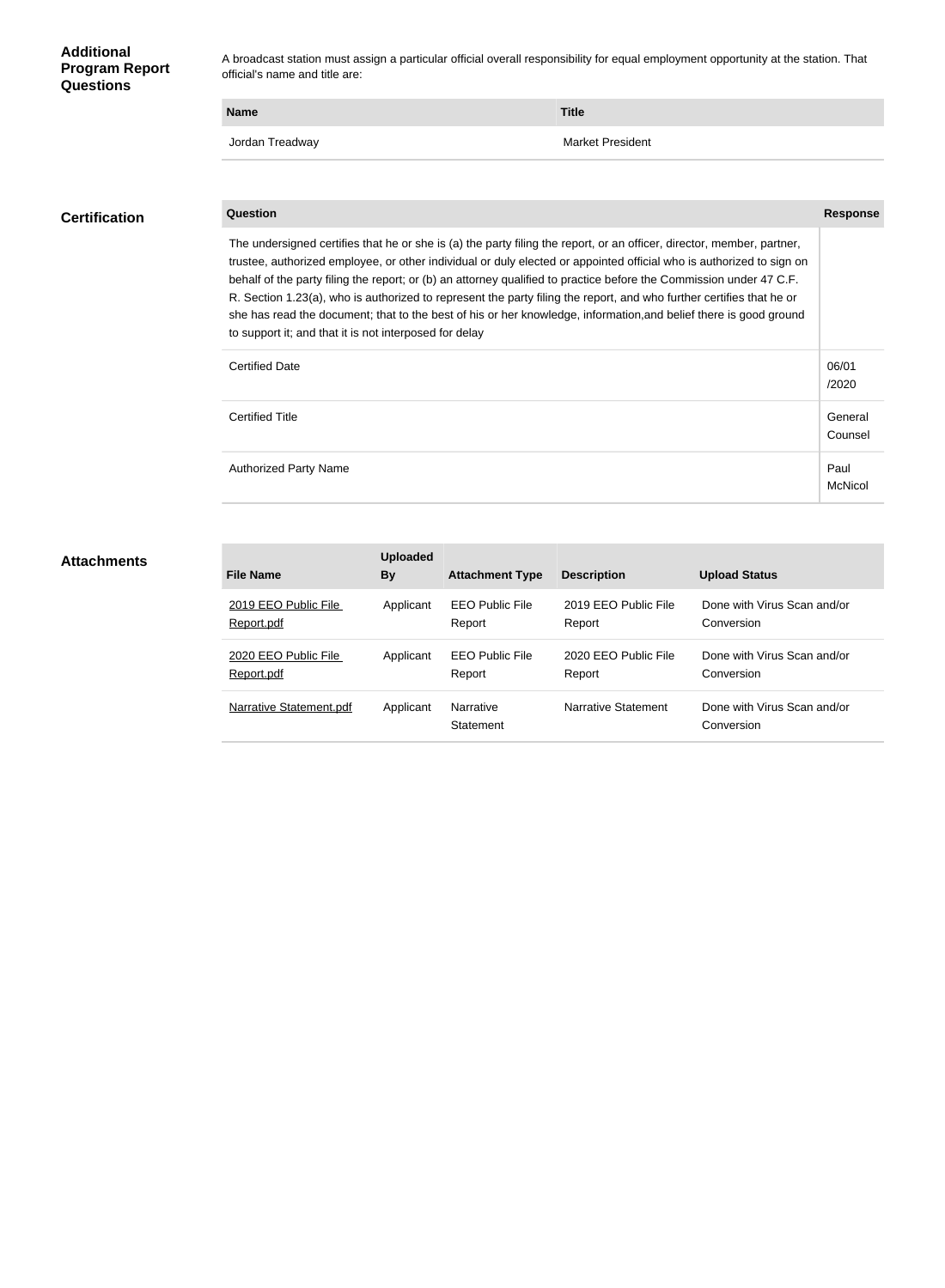## Additional Program Report Questions

A broadcast station must assign a particular official overall responsibility for equal employment opportunity at the station. That official's name and title are:

| Name | Title |
| --- | --- |
| Jordan Treadway | Market President |

## Certification

| Question | Response |
| --- | --- |
| The undersigned certifies that he or she is (a) the party filing the report, or an officer, director, member, partner, trustee, authorized employee, or other individual or duly elected or appointed official who is authorized to sign on behalf of the party filing the report; or (b) an attorney qualified to practice before the Commission under 47 C.F. R. Section 1.23(a), who is authorized to represent the party filing the report, and who further certifies that he or she has read the document; that to the best of his or her knowledge, information,and belief there is good ground to support it; and that it is not interposed for delay | |
| Certified Date | 06/01/2020 |
| Certified Title | General Counsel |
| Authorized Party Name | Paul McNicol |

## Attachments

| File Name | Uploaded By | Attachment Type | Description | Upload Status |
| --- | --- | --- | --- | --- |
| 2019 EEO Public File Report.pdf | Applicant | EEO Public File Report | 2019 EEO Public File Report | Done with Virus Scan and/or Conversion |
| 2020 EEO Public File Report.pdf | Applicant | EEO Public File Report | 2020 EEO Public File Report | Done with Virus Scan and/or Conversion |
| Narrative Statement.pdf | Applicant | Narrative Statement | Narrative Statement | Done with Virus Scan and/or Conversion |